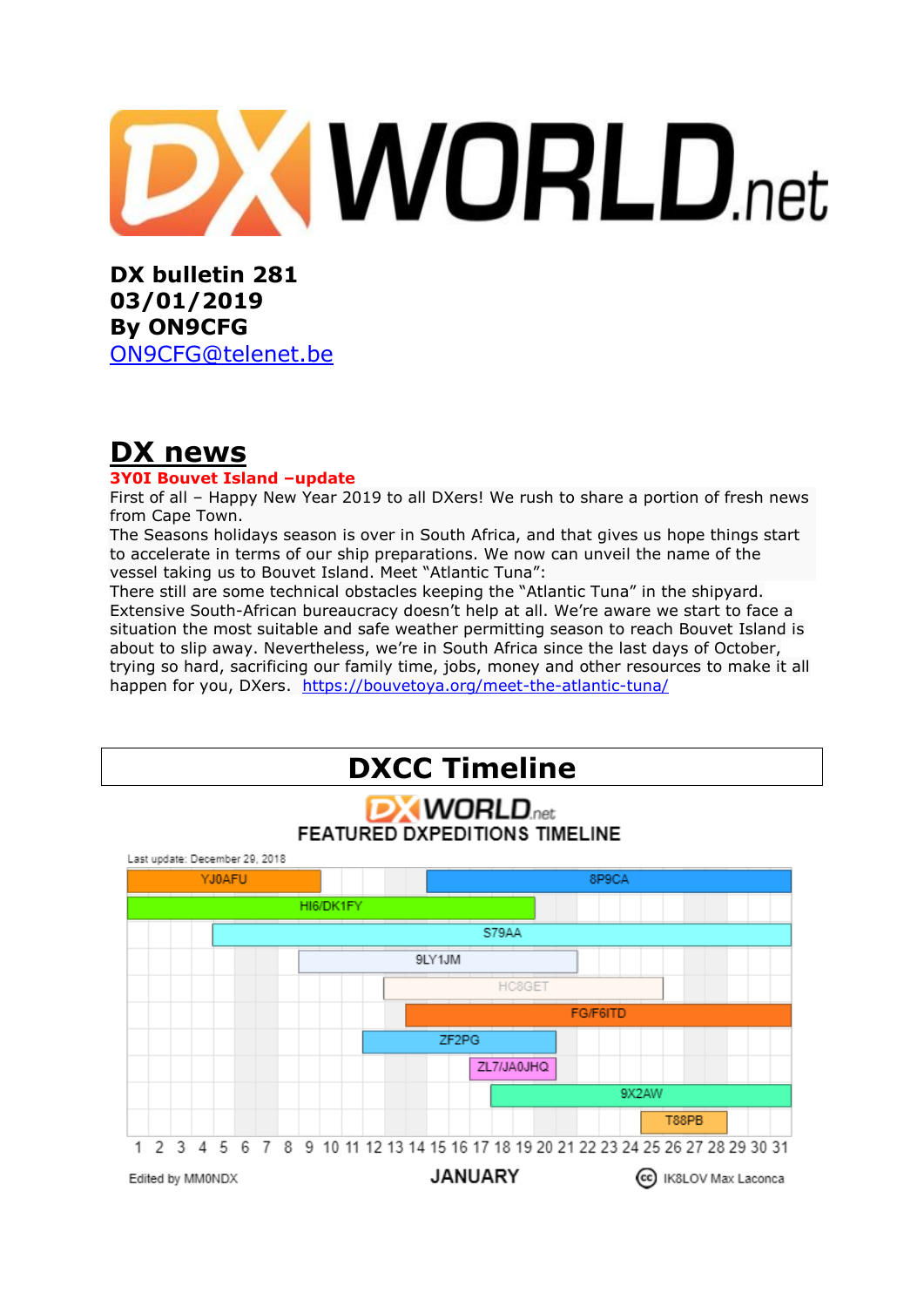# DXWORLD.net

**DX bulletin 281**
**03/01/2019**
**By ON9CFG**
[ON9CFG@telenet.be](mailto:ON9CFG@telenet.be)

## DX news

**3Y0I Bouvet Island –update**

First of all – Happy New Year 2019 to all DXers! We rush to share a portion of fresh news from Cape Town.
The Seasons holidays season is over in South Africa, and that gives us hope things start to accelerate in terms of our ship preparations. We now can unveil the name of the vessel taking us to Bouvet Island. Meet "Atlantic Tuna":
There still are some technical obstacles keeping the "Atlantic Tuna" in the shipyard. Extensive South-African bureaucracy doesn't help at all. We're aware we start to face a situation the most suitable and safe weather permitting season to reach Bouvet Island is about to slip away. Nevertheless, we're in South Africa since the last days of October, trying so hard, sacrificing our family time, jobs, money and other resources to make it all happen for you, DXers. https://bouvetoya.org/meet-the-atlantic-tuna/

## DXCC Timeline

DXWORLD.net
FEATURED DXPEDITIONS TIMELINE

Last update: December 29, 2018

| Callsign | Approx. dates (January) |
|---|---|
| YJ0AFU | 1 – 9 |
| 8P9CA | 15 – 31 |
| HI6/DK1FY | 1 – 19 |
| S79AA | 5 – 31 |
| 9LY1JM | 9 – 21 |
| HC8GET | 13 – 25 |
| FG/F6ITD | 14 – 31 |
| ZF2PG | 12 – 20 |
| ZL7/JA0JHQ | 17 – 20 |
| 9X2AW | 18 – 31 |
| T88PB | 25 – 28 |

JANUARY

Edited by MM0NDX — IK8LOV Max Laconca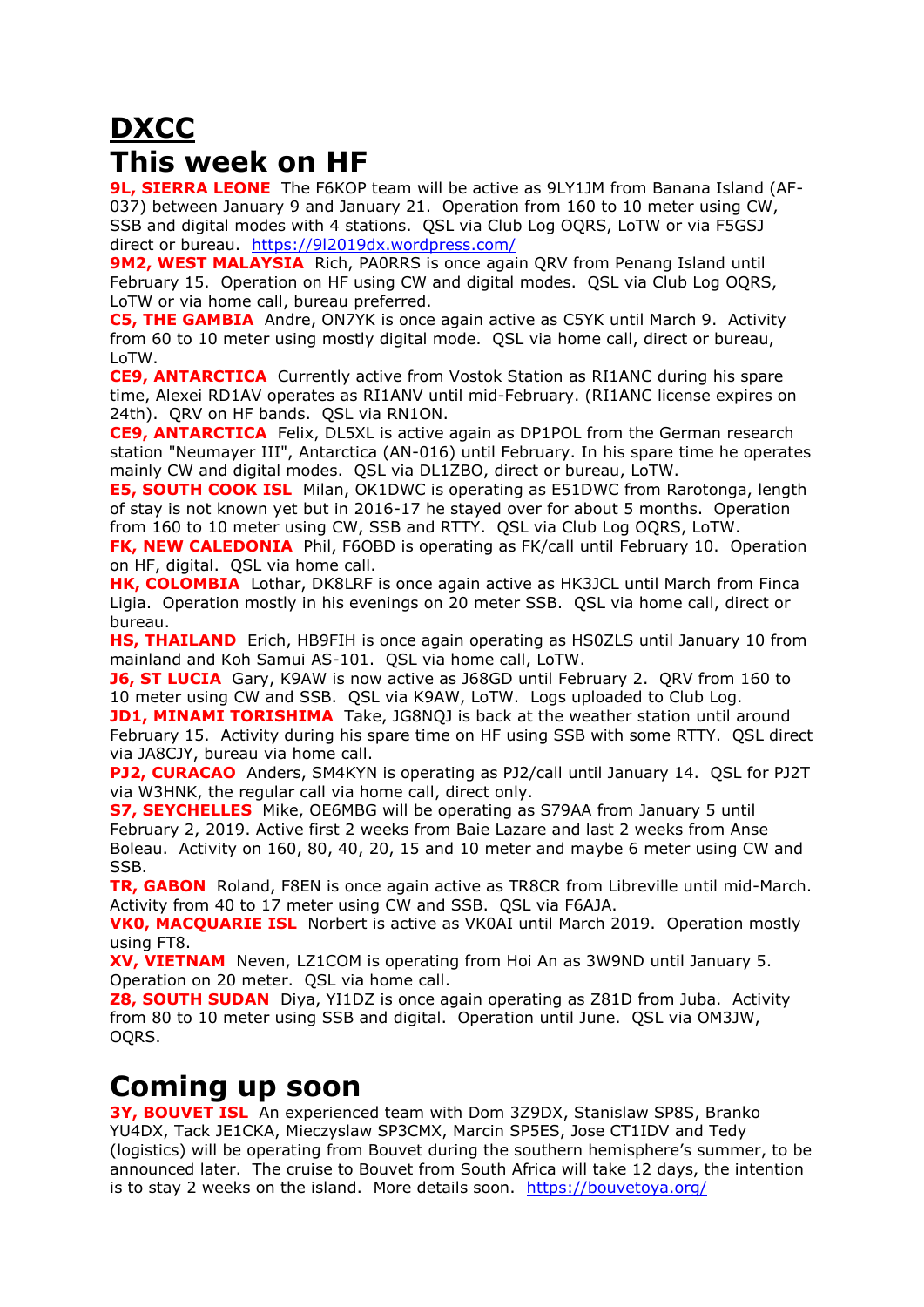# DXCC

# This week on HF

**9L, SIERRA LEONE** The F6KOP team will be active as 9LY1JM from Banana Island (AF-037) between January 9 and January 21. Operation from 160 to 10 meter using CW, SSB and digital modes with 4 stations. QSL via Club Log OQRS, LoTW or via F5GSJ direct or bureau. https://9l2019dx.wordpress.com/

**9M2, WEST MALAYSIA** Rich, PA0RRS is once again QRV from Penang Island until February 15. Operation on HF using CW and digital modes. QSL via Club Log OQRS, LoTW or via home call, bureau preferred.

**C5, THE GAMBIA** Andre, ON7YK is once again active as C5YK until March 9. Activity from 60 to 10 meter using mostly digital mode. QSL via home call, direct or bureau, LoTW.

**CE9, ANTARCTICA** Currently active from Vostok Station as RI1ANC during his spare time, Alexei RD1AV operates as RI1ANV until mid-February. (RI1ANC license expires on 24th). QRV on HF bands. QSL via RN1ON.

**CE9, ANTARCTICA** Felix, DL5XL is active again as DP1POL from the German research station "Neumayer III", Antarctica (AN-016) until February. In his spare time he operates mainly CW and digital modes. QSL via DL1ZBO, direct or bureau, LoTW.

**E5, SOUTH COOK ISL** Milan, OK1DWC is operating as E51DWC from Rarotonga, length of stay is not known yet but in 2016-17 he stayed over for about 5 months. Operation from 160 to 10 meter using CW, SSB and RTTY. QSL via Club Log OQRS, LoTW.

**FK, NEW CALEDONIA** Phil, F6OBD is operating as FK/call until February 10. Operation on HF, digital. QSL via home call.

**HK, COLOMBIA** Lothar, DK8LRF is once again active as HK3JCL until March from Finca Ligia. Operation mostly in his evenings on 20 meter SSB. QSL via home call, direct or bureau.

**HS, THAILAND** Erich, HB9FIH is once again operating as HS0ZLS until January 10 from mainland and Koh Samui AS-101. QSL via home call, LoTW.

**J6, ST LUCIA** Gary, K9AW is now active as J68GD until February 2. QRV from 160 to 10 meter using CW and SSB. QSL via K9AW, LoTW. Logs uploaded to Club Log.

**JD1, MINAMI TORISHIMA** Take, JG8NQJ is back at the weather station until around February 15. Activity during his spare time on HF using SSB with some RTTY. QSL direct via JA8CJY, bureau via home call.

**PJ2, CURACAO** Anders, SM4KYN is operating as PJ2/call until January 14. QSL for PJ2T via W3HNK, the regular call via home call, direct only.

**S7, SEYCHELLES** Mike, OE6MBG will be operating as S79AA from January 5 until February 2, 2019. Active first 2 weeks from Baie Lazare and last 2 weeks from Anse Boleau. Activity on 160, 80, 40, 20, 15 and 10 meter and maybe 6 meter using CW and SSB.

**TR, GABON** Roland, F8EN is once again active as TR8CR from Libreville until mid-March. Activity from 40 to 17 meter using CW and SSB. QSL via F6AJA.

**VK0, MACQUARIE ISL** Norbert is active as VK0AI until March 2019. Operation mostly using FT8.

**XV, VIETNAM** Neven, LZ1COM is operating from Hoi An as 3W9ND until January 5. Operation on 20 meter. QSL via home call.

**Z8, SOUTH SUDAN** Diya, YI1DZ is once again operating as Z81D from Juba. Activity from 80 to 10 meter using SSB and digital. Operation until June. QSL via OM3JW, OQRS.

# Coming up soon

**3Y, BOUVET ISL** An experienced team with Dom 3Z9DX, Stanislaw SP8S, Branko YU4DX, Tack JE1CKA, Mieczyslaw SP3CMX, Marcin SP5ES, Jose CT1IDV and Tedy (logistics) will be operating from Bouvet during the southern hemisphere's summer, to be announced later. The cruise to Bouvet from South Africa will take 12 days, the intention is to stay 2 weeks on the island. More details soon. https://bouvetoya.org/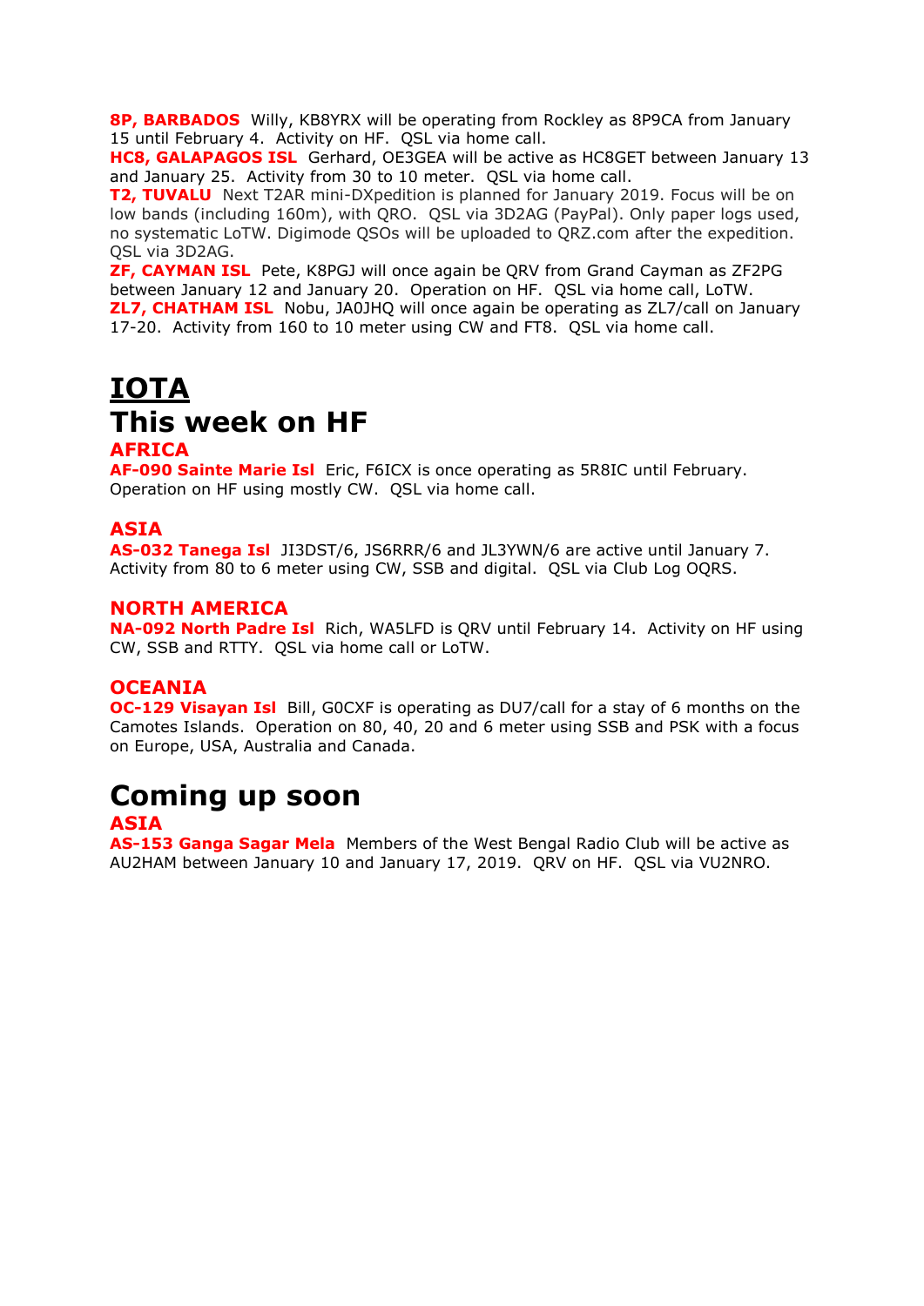**8P, BARBADOS** Willy, KB8YRX will be operating from Rockley as 8P9CA from January 15 until February 4. Activity on HF. QSL via home call.
**HC8, GALAPAGOS ISL** Gerhard, OE3GEA will be active as HC8GET between January 13 and January 25. Activity from 30 to 10 meter. QSL via home call.
**T2, TUVALU** Next T2AR mini-DXpedition is planned for January 2019. Focus will be on low bands (including 160m), with QRO. QSL via 3D2AG (PayPal). Only paper logs used, no systematic LoTW. Digimode QSOs will be uploaded to QRZ.com after the expedition. QSL via 3D2AG.
**ZF, CAYMAN ISL** Pete, K8PGJ will once again be QRV from Grand Cayman as ZF2PG between January 12 and January 20. Operation on HF. QSL via home call, LoTW.
**ZL7, CHATHAM ISL** Nobu, JA0JHQ will once again be operating as ZL7/call on January 17-20. Activity from 160 to 10 meter using CW and FT8. QSL via home call.

# IOTA

# This week on HF

## AFRICA

**AF-090 Sainte Marie Isl** Eric, F6ICX is once operating as 5R8IC until February. Operation on HF using mostly CW. QSL via home call.

## ASIA

**AS-032 Tanega Isl** JI3DST/6, JS6RRR/6 and JL3YWN/6 are active until January 7. Activity from 80 to 6 meter using CW, SSB and digital. QSL via Club Log OQRS.

## NORTH AMERICA

**NA-092 North Padre Isl** Rich, WA5LFD is QRV until February 14. Activity on HF using CW, SSB and RTTY. QSL via home call or LoTW.

## OCEANIA

**OC-129 Visayan Isl** Bill, G0CXF is operating as DU7/call for a stay of 6 months on the Camotes Islands. Operation on 80, 40, 20 and 6 meter using SSB and PSK with a focus on Europe, USA, Australia and Canada.

# Coming up soon

## ASIA

**AS-153 Ganga Sagar Mela** Members of the West Bengal Radio Club will be active as AU2HAM between January 10 and January 17, 2019. QRV on HF. QSL via VU2NRO.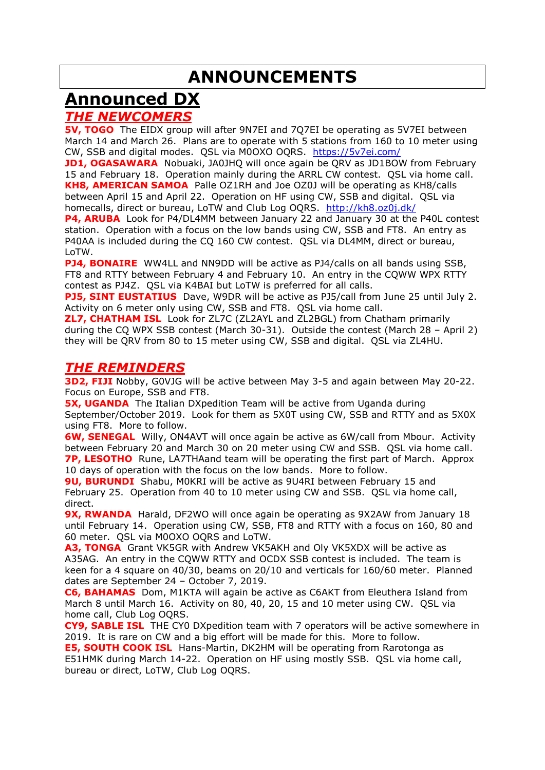# ANNOUNCEMENTS

## Announced DX

### *THE NEWCOMERS*

**5V, TOGO** The EIDX group will after 9N7EI and 7Q7EI be operating as 5V7EI between March 14 and March 26. Plans are to operate with 5 stations from 160 to 10 meter using CW, SSB and digital modes. QSL via M0OXO OQRS. https://5v7ei.com/

**JD1, OGASAWARA** Nobuaki, JA0JHQ will once again be QRV as JD1BOW from February 15 and February 18. Operation mainly during the ARRL CW contest. QSL via home call.

**KH8, AMERICAN SAMOA** Palle OZ1RH and Joe OZ0J will be operating as KH8/calls between April 15 and April 22. Operation on HF using CW, SSB and digital. QSL via homecalls, direct or bureau, LoTW and Club Log OQRS. http://kh8.oz0j.dk/

**P4, ARUBA** Look for P4/DL4MM between January 22 and January 30 at the P40L contest station. Operation with a focus on the low bands using CW, SSB and FT8. An entry as P40AA is included during the CQ 160 CW contest. QSL via DL4MM, direct or bureau, LoTW.

**PJ4, BONAIRE** WW4LL and NN9DD will be active as PJ4/calls on all bands using SSB, FT8 and RTTY between February 4 and February 10. An entry in the CQWW WPX RTTY contest as PJ4Z. QSL via K4BAI but LoTW is preferred for all calls.

**PJ5, SINT EUSTATIUS** Dave, W9DR will be active as PJ5/call from June 25 until July 2. Activity on 6 meter only using CW, SSB and FT8. QSL via home call.

**ZL7, CHATHAM ISL** Look for ZL7C (ZL2AYL and ZL2BGL) from Chatham primarily during the CQ WPX SSB contest (March 30-31). Outside the contest (March 28 – April 2) they will be QRV from 80 to 15 meter using CW, SSB and digital. QSL via ZL4HU.

### *THE REMINDERS*

**3D2, FIJI** Nobby, G0VJG will be active between May 3-5 and again between May 20-22. Focus on Europe, SSB and FT8.

**5X, UGANDA** The Italian DXpedition Team will be active from Uganda during September/October 2019. Look for them as 5X0T using CW, SSB and RTTY and as 5X0X using FT8. More to follow.

**6W, SENEGAL** Willy, ON4AVT will once again be active as 6W/call from Mbour. Activity between February 20 and March 30 on 20 meter using CW and SSB. QSL via home call.

**7P, LESOTHO** Rune, LA7THAand team will be operating the first part of March. Approx 10 days of operation with the focus on the low bands. More to follow.

**9U, BURUNDI** Shabu, M0KRI will be active as 9U4RI between February 15 and February 25. Operation from 40 to 10 meter using CW and SSB. QSL via home call, direct.

**9X, RWANDA** Harald, DF2WO will once again be operating as 9X2AW from January 18 until February 14. Operation using CW, SSB, FT8 and RTTY with a focus on 160, 80 and 60 meter. QSL via M0OXO OQRS and LoTW.

**A3, TONGA** Grant VK5GR with Andrew VK5AKH and Oly VK5XDX will be active as A35AG. An entry in the CQWW RTTY and OCDX SSB contest is included. The team is keen for a 4 square on 40/30, beams on 20/10 and verticals for 160/60 meter. Planned dates are September 24 – October 7, 2019.

**C6, BAHAMAS** Dom, M1KTA will again be active as C6AKT from Eleuthera Island from March 8 until March 16. Activity on 80, 40, 20, 15 and 10 meter using CW. QSL via home call, Club Log OQRS.

**CY9, SABLE ISL** THE CY0 DXpedition team with 7 operators will be active somewhere in 2019. It is rare on CW and a big effort will be made for this. More to follow.

**E5, SOUTH COOK ISL** Hans-Martin, DK2HM will be operating from Rarotonga as E51HMK during March 14-22. Operation on HF using mostly SSB. QSL via home call, bureau or direct, LoTW, Club Log OQRS.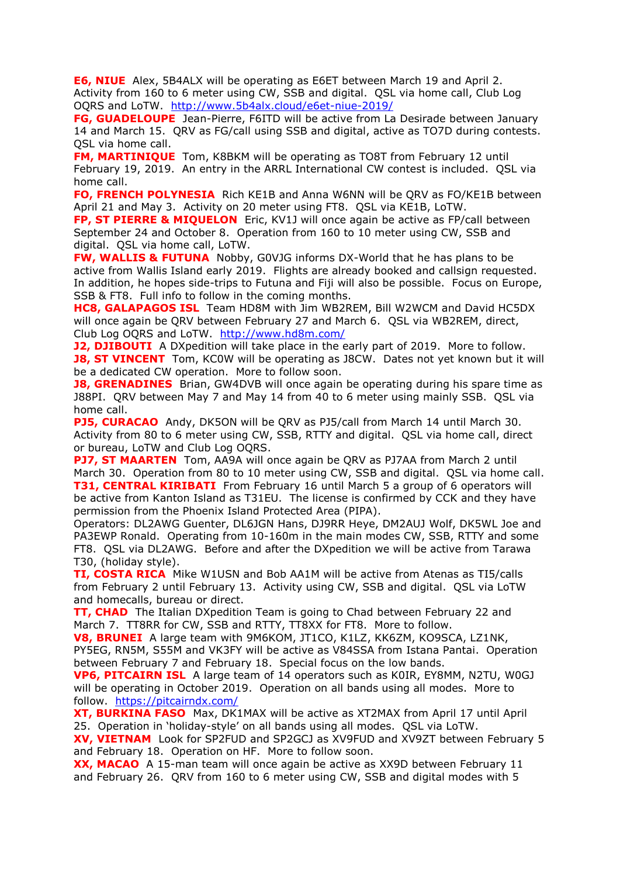**E6, NIUE** Alex, 5B4ALX will be operating as E6ET between March 19 and April 2. Activity from 160 to 6 meter using CW, SSB and digital. QSL via home call, Club Log OQRS and LoTW. http://www.5b4alx.cloud/e6et-niue-2019/

**FG, GUADELOUPE** Jean-Pierre, F6ITD will be active from La Desirade between January 14 and March 15. QRV as FG/call using SSB and digital, active as TO7D during contests. QSL via home call.

**FM, MARTINIQUE** Tom, K8BKM will be operating as TO8T from February 12 until February 19, 2019. An entry in the ARRL International CW contest is included. QSL via home call.

**FO, FRENCH POLYNESIA** Rich KE1B and Anna W6NN will be QRV as FO/KE1B between April 21 and May 3. Activity on 20 meter using FT8. QSL via KE1B, LoTW.

**FP, ST PIERRE & MIQUELON** Eric, KV1J will once again be active as FP/call between September 24 and October 8. Operation from 160 to 10 meter using CW, SSB and digital. QSL via home call, LoTW.

**FW, WALLIS & FUTUNA** Nobby, G0VJG informs DX-World that he has plans to be active from Wallis Island early 2019. Flights are already booked and callsign requested. In addition, he hopes side-trips to Futuna and Fiji will also be possible. Focus on Europe, SSB & FT8. Full info to follow in the coming months.

**HC8, GALAPAGOS ISL** Team HD8M with Jim WB2REM, Bill W2WCM and David HC5DX will once again be QRV between February 27 and March 6. QSL via WB2REM, direct, Club Log OQRS and LoTW. http://www.hd8m.com/

**J2, DJIBOUTI** A DXpedition will take place in the early part of 2019. More to follow.

**J8, ST VINCENT** Tom, KC0W will be operating as J8CW. Dates not yet known but it will be a dedicated CW operation. More to follow soon.

**J8, GRENADINES** Brian, GW4DVB will once again be operating during his spare time as J88PI. QRV between May 7 and May 14 from 40 to 6 meter using mainly SSB. QSL via home call.

**PJ5, CURACAO** Andy, DK5ON will be QRV as PJ5/call from March 14 until March 30. Activity from 80 to 6 meter using CW, SSB, RTTY and digital. QSL via home call, direct or bureau, LoTW and Club Log OQRS.

**PJ7, ST MAARTEN** Tom, AA9A will once again be QRV as PJ7AA from March 2 until March 30. Operation from 80 to 10 meter using CW, SSB and digital. QSL via home call.

**T31, CENTRAL KIRIBATI** From February 16 until March 5 a group of 6 operators will be active from Kanton Island as T31EU. The license is confirmed by CCK and they have permission from the Phoenix Island Protected Area (PIPA).
Operators: DL2AWG Guenter, DL6JGN Hans, DJ9RR Heye, DM2AUJ Wolf, DK5WL Joe and PA3EWP Ronald. Operating from 10-160m in the main modes CW, SSB, RTTY and some FT8. QSL via DL2AWG. Before and after the DXpedition we will be active from Tarawa T30, (holiday style).

**TI, COSTA RICA** Mike W1USN and Bob AA1M will be active from Atenas as TI5/calls from February 2 until February 13. Activity using CW, SSB and digital. QSL via LoTW and homecalls, bureau or direct.

**TT, CHAD** The Italian DXpedition Team is going to Chad between February 22 and March 7. TT8RR for CW, SSB and RTTY, TT8XX for FT8. More to follow.

**V8, BRUNEI** A large team with 9M6KOM, JT1CO, K1LZ, KK6ZM, KO9SCA, LZ1NK, PY5EG, RN5M, S55M and VK3FY will be active as V84SSA from Istana Pantai. Operation between February 7 and February 18. Special focus on the low bands.

**VP6, PITCAIRN ISL** A large team of 14 operators such as K0IR, EY8MM, N2TU, W0GJ will be operating in October 2019. Operation on all bands using all modes. More to follow. https://pitcairndx.com/

**XT, BURKINA FASO** Max, DK1MAX will be active as XT2MAX from April 17 until April 25. Operation in 'holiday-style' on all bands using all modes. QSL via LoTW.

**XV, VIETNAM** Look for SP2FUD and SP2GCJ as XV9FUD and XV9ZT between February 5 and February 18. Operation on HF. More to follow soon.

**XX, MACAO** A 15-man team will once again be active as XX9D between February 11 and February 26. QRV from 160 to 6 meter using CW, SSB and digital modes with 5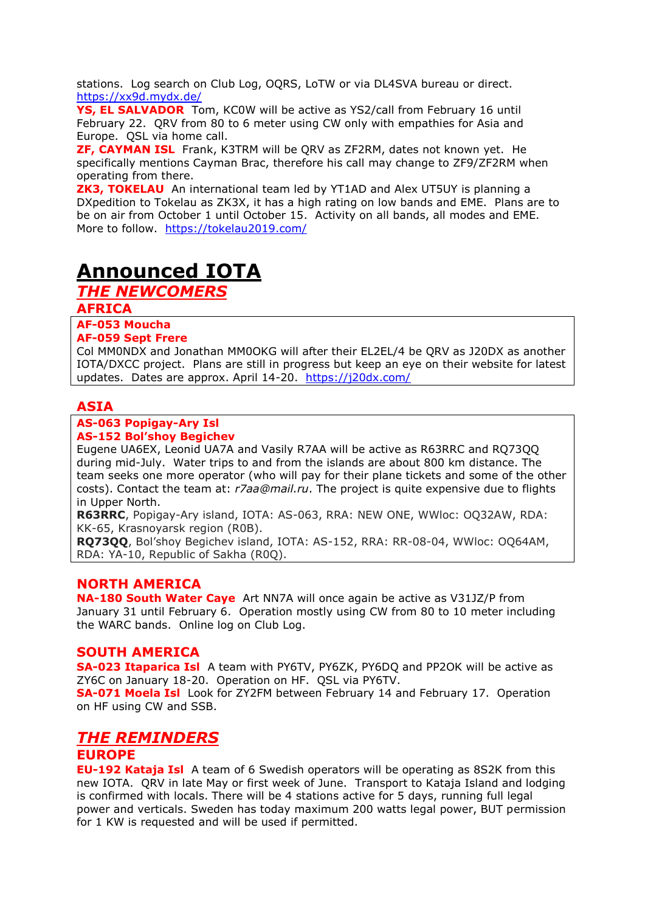stations. Log search on Club Log, OQRS, LoTW or via DL4SVA bureau or direct. https://xx9d.mydx.de/

**YS, EL SALVADOR** Tom, KC0W will be active as YS2/call from February 16 until February 22. QRV from 80 to 6 meter using CW only with empathies for Asia and Europe. QSL via home call.

**ZF, CAYMAN ISL** Frank, K3TRM will be QRV as ZF2RM, dates not known yet. He specifically mentions Cayman Brac, therefore his call may change to ZF9/ZF2RM when operating from there.

**ZK3, TOKELAU** An international team led by YT1AD and Alex UT5UY is planning a DXpedition to Tokelau as ZK3X, it has a high rating on low bands and EME. Plans are to be on air from October 1 until October 15. Activity on all bands, all modes and EME. More to follow. https://tokelau2019.com/

# Announced IOTA

## *THE NEWCOMERS*

### AFRICA

**AF-053 Moucha**
**AF-059 Sept Frere**
Col MM0NDX and Jonathan MM0OKG will after their EL2EL/4 be QRV as J20DX as another IOTA/DXCC project. Plans are still in progress but keep an eye on their website for latest updates. Dates are approx. April 14-20. https://j20dx.com/

### ASIA

**AS-063 Popigay-Ary Isl**
**AS-152 Bol'shoy Begichev**
Eugene UA6EX, Leonid UA7A and Vasily R7AA will be active as R63RRC and RQ73QQ during mid-July. Water trips to and from the islands are about 800 km distance. The team seeks one more operator (who will pay for their plane tickets and some of the other costs). Contact the team at: *r7aa@mail.ru*. The project is quite expensive due to flights in Upper North.
**R63RRC**, Popigay-Ary island, IOTA: AS-063, RRA: NEW ONE, WWloc: OQ32AW, RDA: KK-65, Krasnoyarsk region (R0B).
**RQ73QQ**, Bol'shoy Begichev island, IOTA: AS-152, RRA: RR-08-04, WWloc: OQ64AM, RDA: YA-10, Republic of Sakha (R0Q).

### NORTH AMERICA

**NA-180 South Water Caye** Art NN7A will once again be active as V31JZ/P from January 31 until February 6. Operation mostly using CW from 80 to 10 meter including the WARC bands. Online log on Club Log.

### SOUTH AMERICA

**SA-023 Itaparica Isl** A team with PY6TV, PY6ZK, PY6DQ and PP2OK will be active as ZY6C on January 18-20. Operation on HF. QSL via PY6TV.

**SA-071 Moela Isl** Look for ZY2FM between February 14 and February 17. Operation on HF using CW and SSB.

## *THE REMINDERS*

### EUROPE

**EU-192 Kataja Isl** A team of 6 Swedish operators will be operating as 8S2K from this new IOTA. QRV in late May or first week of June. Transport to Kataja Island and lodging is confirmed with locals. There will be 4 stations active for 5 days, running full legal power and verticals. Sweden has today maximum 200 watts legal power, BUT permission for 1 KW is requested and will be used if permitted.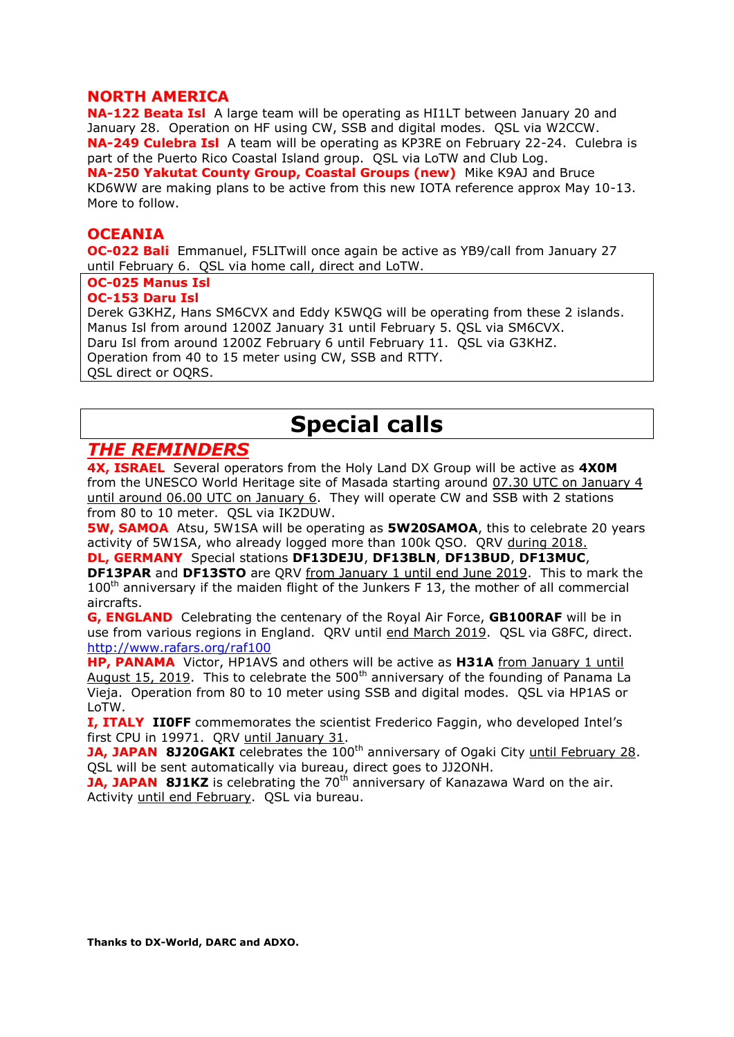## NORTH AMERICA

**NA-122 Beata Isl** A large team will be operating as HI1LT between January 20 and January 28. Operation on HF using CW, SSB and digital modes. QSL via W2CCW.
**NA-249 Culebra Isl** A team will be operating as KP3RE on February 22-24. Culebra is part of the Puerto Rico Coastal Island group. QSL via LoTW and Club Log.
**NA-250 Yakutat County Group, Coastal Groups (new)** Mike K9AJ and Bruce KD6WW are making plans to be active from this new IOTA reference approx May 10-13. More to follow.

## OCEANIA

**OC-022 Bali** Emmanuel, F5LITwill once again be active as YB9/call from January 27 until February 6. QSL via home call, direct and LoTW.

**OC-025 Manus Isl**
**OC-153 Daru Isl**
Derek G3KHZ, Hans SM6CVX and Eddy K5WQG will be operating from these 2 islands.
Manus Isl from around 1200Z January 31 until February 5. QSL via SM6CVX.
Daru Isl from around 1200Z February 6 until February 11. QSL via G3KHZ.
Operation from 40 to 15 meter using CW, SSB and RTTY.
QSL direct or OQRS.

# Special calls

## *THE REMINDERS*

**4X, ISRAEL** Several operators from the Holy Land DX Group will be active as **4X0M** from the UNESCO World Heritage site of Masada starting around 07.30 UTC on January 4 until around 06.00 UTC on January 6. They will operate CW and SSB with 2 stations from 80 to 10 meter. QSL via IK2DUW.
**5W, SAMOA** Atsu, 5W1SA will be operating as **5W20SAMOA**, this to celebrate 20 years activity of 5W1SA, who already logged more than 100k QSO. QRV during 2018.
**DL, GERMANY** Special stations **DF13DEJU**, **DF13BLN**, **DF13BUD**, **DF13MUC**, **DF13PAR** and **DF13STO** are QRV from January 1 until end June 2019. This to mark the 100th anniversary if the maiden flight of the Junkers F 13, the mother of all commercial aircrafts.
**G, ENGLAND** Celebrating the centenary of the Royal Air Force, **GB100RAF** will be in use from various regions in England. QRV until end March 2019. QSL via G8FC, direct. http://www.rafars.org/raf100
**HP, PANAMA** Victor, HP1AVS and others will be active as **H31A** from January 1 until August 15, 2019. This to celebrate the 500th anniversary of the founding of Panama La Vieja. Operation from 80 to 10 meter using SSB and digital modes. QSL via HP1AS or LoTW.
**I, ITALY** **II0FF** commemorates the scientist Frederico Faggin, who developed Intel's first CPU in 19971. QRV until January 31.
**JA, JAPAN** **8J20GAKI** celebrates the 100th anniversary of Ogaki City until February 28. QSL will be sent automatically via bureau, direct goes to JJ2ONH.
**JA, JAPAN** **8J1KZ** is celebrating the 70th anniversary of Kanazawa Ward on the air. Activity until end February. QSL via bureau.

**Thanks to DX-World, DARC and ADXO.**